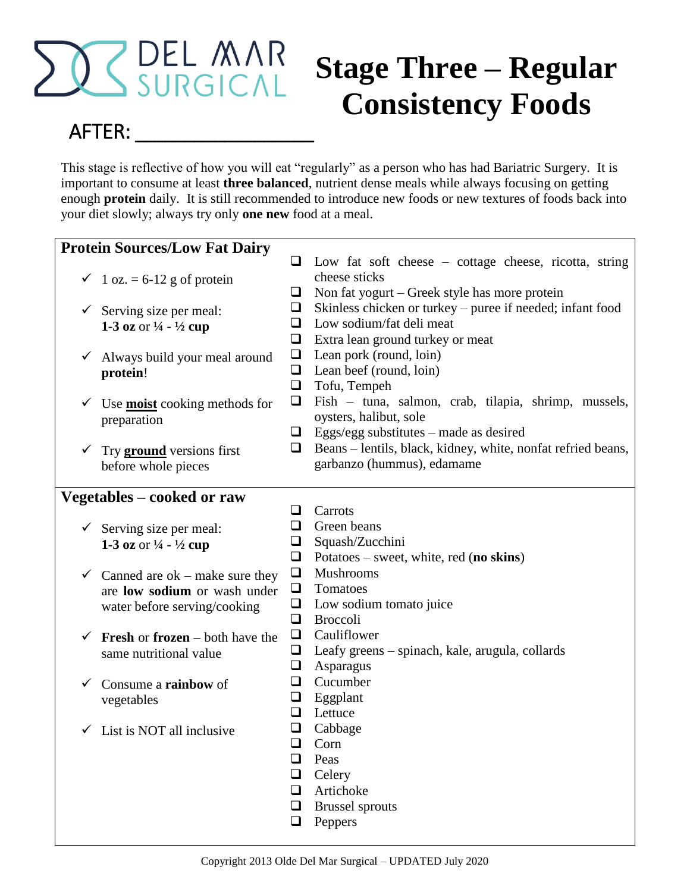DEL MAR SURGICAL

# Stage Three – Regular Consistency Foods

AFTER: ________________

This stage is reflective of how you will eat "regularly" as a person who has had Bariatric Surgery. It is important to consume at least **three balanced**, nutrient dense meals while always focusing on getting enough **protein** daily. It is still recommended to introduce new foods or new textures of foods back into your diet slowly; always try only **one new** food at a meal.

## Protein Sources/Low Fat Dairy

- ✓ 1 oz. = 6-12 g of protein
- ✓ Serving size per meal: **1-3 oz** or **¼ - ½ cup**
- ✓ Always build your meal around **protein**!
- ✓ Use **moist** cooking methods for preparation
- ✓ Try **ground** versions first before whole pieces

- ❑ Low fat soft cheese – cottage cheese, ricotta, string cheese sticks
- ❑ Non fat yogurt – Greek style has more protein
- ❑ Skinless chicken or turkey – puree if needed; infant food
- ❑ Low sodium/fat deli meat
- ❑ Extra lean ground turkey or meat
- ❑ Lean pork (round, loin)
- ❑ Lean beef (round, loin)
- ❑ Tofu, Tempeh
- ❑ Fish – tuna, salmon, crab, tilapia, shrimp, mussels, oysters, halibut, sole
- ❑ Eggs/egg substitutes – made as desired
- ❑ Beans – lentils, black, kidney, white, nonfat refried beans, garbanzo (hummus), edamame

## Vegetables – cooked or raw

- ✓ Serving size per meal: **1-3 oz** or **¼ - ½ cup**
- ✓ Canned are ok – make sure they are **low sodium** or wash under water before serving/cooking
- ✓ **Fresh** or **frozen** – both have the same nutritional value
- ✓ Consume a **rainbow** of vegetables
- ✓ List is NOT all inclusive

- ❑ Carrots
- ❑ Green beans
- ❑ Squash/Zucchini
- ❑ Potatoes – sweet, white, red (**no skins**)
- ❑ Mushrooms
- ❑ Tomatoes
- ❑ Low sodium tomato juice
- ❑ Broccoli
- ❑ Cauliflower
- ❑ Leafy greens – spinach, kale, arugula, collards
- ❑ Asparagus
- ❑ Cucumber
- ❑ Eggplant
- ❑ Lettuce
- ❑ Cabbage
- ❑ Corn
- ❑ Peas
- ❑ Celery
- ❑ Artichoke
- ❑ Brussel sprouts
- ❑ Peppers

Copyright 2013 Olde Del Mar Surgical – UPDATED July 2020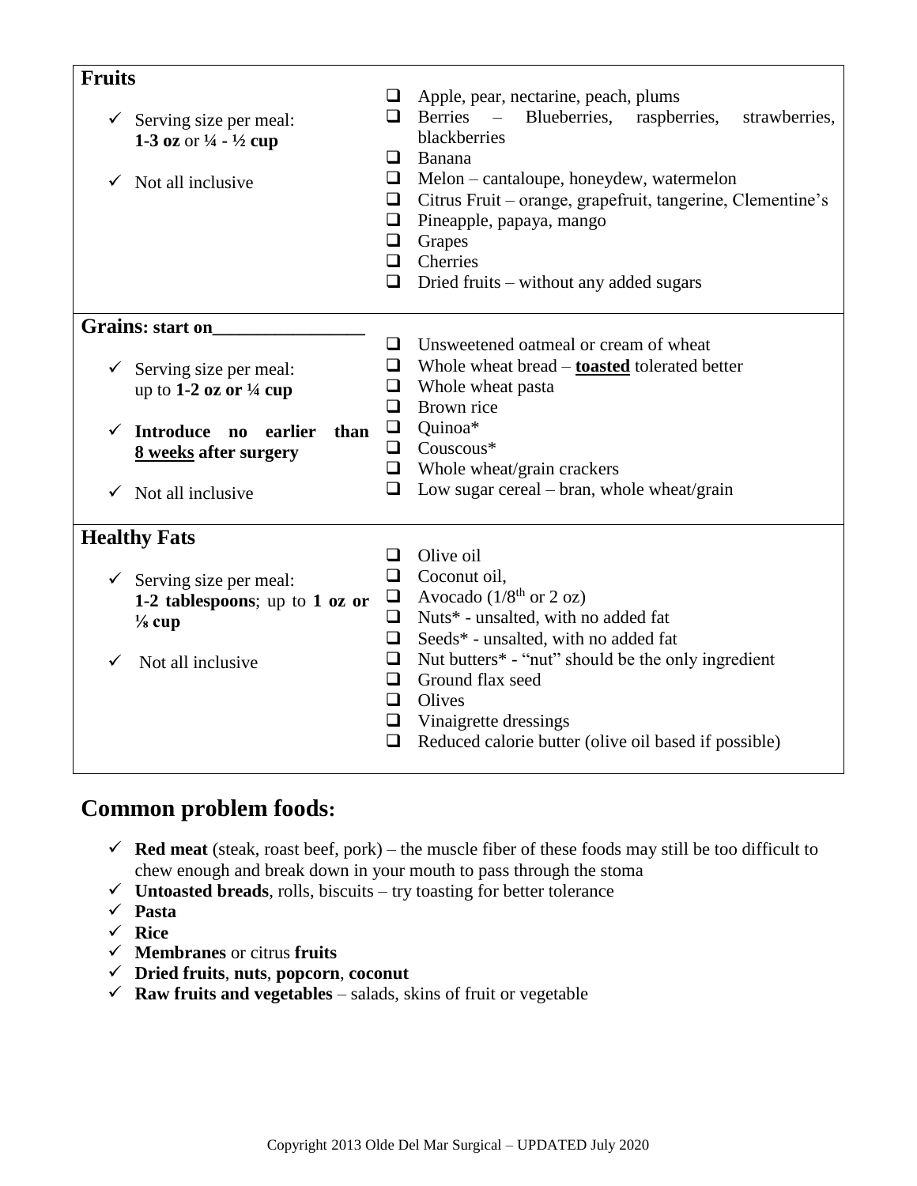| | |
|---|---|
| **Fruits**<br><br>✓ Serving size per meal: **1-3 oz** or **¼ - ½ cup**<br><br>✓ Not all inclusive | ❑ Apple, pear, nectarine, peach, plums<br>❑ Berries – Blueberries, raspberries, strawberries, blackberries<br>❑ Banana<br>❑ Melon – cantaloupe, honeydew, watermelon<br>❑ Citrus Fruit – orange, grapefruit, tangerine, Clementine's<br>❑ Pineapple, papaya, mango<br>❑ Grapes<br>❑ Cherries<br>❑ Dried fruits – without any added sugars |
| **Grains: start on________________**<br><br>✓ Serving size per meal: up to **1-2 oz or ¼ cup**<br><br>✓ **Introduce no earlier than <u>8 weeks</u> after surgery**<br><br>✓ Not all inclusive | ❑ Unsweetened oatmeal or cream of wheat<br>❑ Whole wheat bread – **<u>toasted</u>** tolerated better<br>❑ Whole wheat pasta<br>❑ Brown rice<br>❑ Quinoa*<br>❑ Couscous*<br>❑ Whole wheat/grain crackers<br>❑ Low sugar cereal – bran, whole wheat/grain |
| **Healthy Fats**<br><br>✓ Serving size per meal: **1-2 tablespoons**; up to **1 oz or ⅛ cup**<br><br>✓ Not all inclusive | ❑ Olive oil<br>❑ Coconut oil,<br>❑ Avocado (1/8$^{th}$ or 2 oz)<br>❑ Nuts* - unsalted, with no added fat<br>❑ Seeds* - unsalted, with no added fat<br>❑ Nut butters* - "nut" should be the only ingredient<br>❑ Ground flax seed<br>❑ Olives<br>❑ Vinaigrette dressings<br>❑ Reduced calorie butter (olive oil based if possible) |

## Common problem foods:

- ✓ **Red meat** (steak, roast beef, pork) – the muscle fiber of these foods may still be too difficult to chew enough and break down in your mouth to pass through the stoma
- ✓ **Untoasted breads**, rolls, biscuits – try toasting for better tolerance
- ✓ **Pasta**
- ✓ **Rice**
- ✓ **Membranes** or citrus **fruits**
- ✓ **Dried fruits**, **nuts**, **popcorn**, **coconut**
- ✓ **Raw fruits and vegetables** – salads, skins of fruit or vegetable

Copyright 2013 Olde Del Mar Surgical – UPDATED July 2020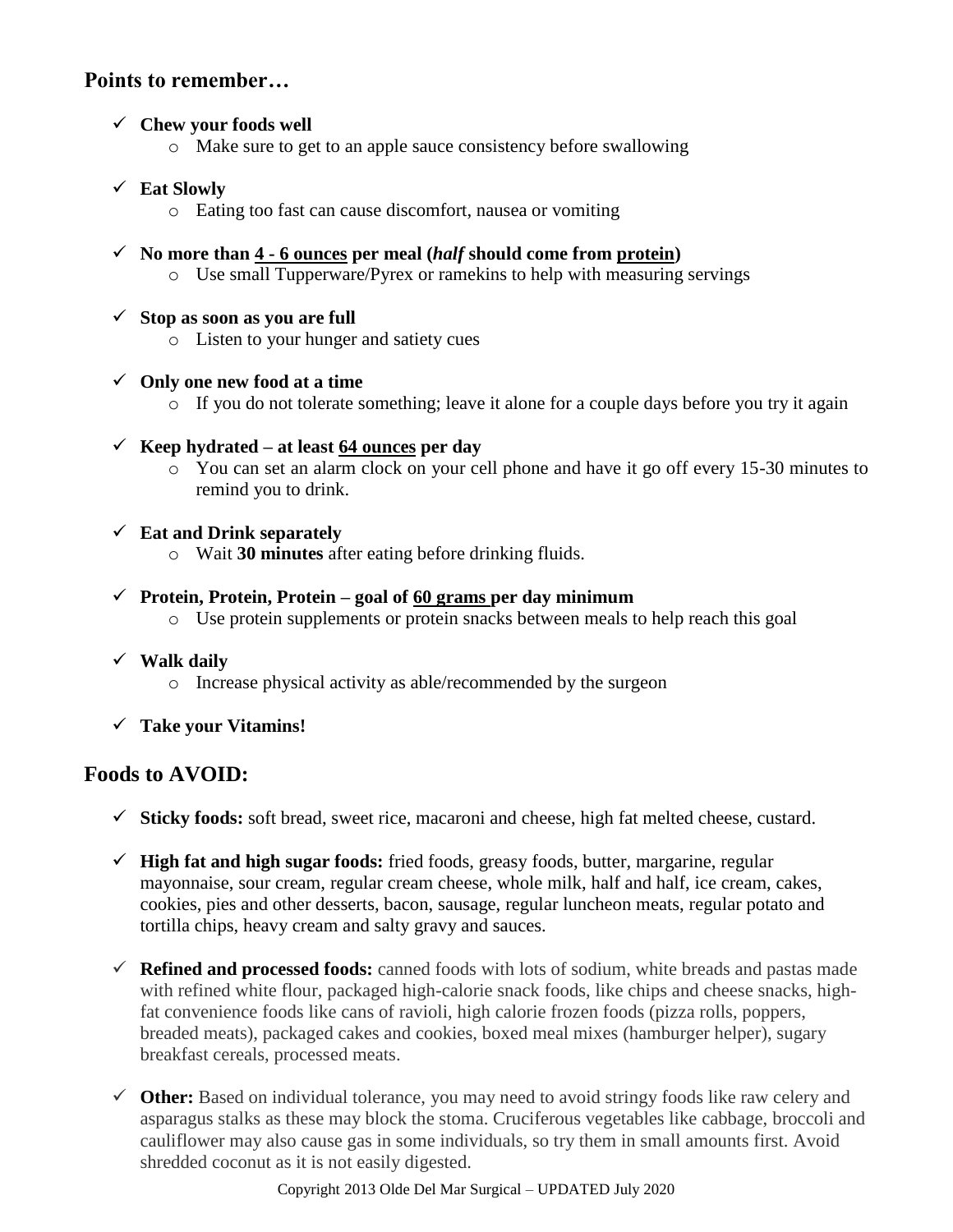## Points to remember…

- ✓ **Chew your foods well**
    - Make sure to get to an apple sauce consistency before swallowing
- ✓ **Eat Slowly**
    - Eating too fast can cause discomfort, nausea or vomiting
- ✓ **No more than 4 - 6 ounces per meal (*half* should come from protein)**
    - Use small Tupperware/Pyrex or ramekins to help with measuring servings
- ✓ **Stop as soon as you are full**
    - Listen to your hunger and satiety cues
- ✓ **Only one new food at a time**
    - If you do not tolerate something; leave it alone for a couple days before you try it again
- ✓ **Keep hydrated – at least 64 ounces per day**
    - You can set an alarm clock on your cell phone and have it go off every 15-30 minutes to remind you to drink.
- ✓ **Eat and Drink separately**
    - Wait **30 minutes** after eating before drinking fluids.
- ✓ **Protein, Protein, Protein – goal of 60 grams per day minimum**
    - Use protein supplements or protein snacks between meals to help reach this goal
- ✓ **Walk daily**
    - Increase physical activity as able/recommended by the surgeon
- ✓ **Take your Vitamins!**

## Foods to AVOID:

- ✓ **Sticky foods:** soft bread, sweet rice, macaroni and cheese, high fat melted cheese, custard.
- ✓ **High fat and high sugar foods:** fried foods, greasy foods, butter, margarine, regular mayonnaise, sour cream, regular cream cheese, whole milk, half and half, ice cream, cakes, cookies, pies and other desserts, bacon, sausage, regular luncheon meats, regular potato and tortilla chips, heavy cream and salty gravy and sauces.
- ✓ **Refined and processed foods:** canned foods with lots of sodium, white breads and pastas made with refined white flour, packaged high-calorie snack foods, like chips and cheese snacks, high-fat convenience foods like cans of ravioli, high calorie frozen foods (pizza rolls, poppers, breaded meats), packaged cakes and cookies, boxed meal mixes (hamburger helper), sugary breakfast cereals, processed meats.
- ✓ **Other:** Based on individual tolerance, you may need to avoid stringy foods like raw celery and asparagus stalks as these may block the stoma. Cruciferous vegetables like cabbage, broccoli and cauliflower may also cause gas in some individuals, so try them in small amounts first. Avoid shredded coconut as it is not easily digested.

Copyright 2013 Olde Del Mar Surgical – UPDATED July 2020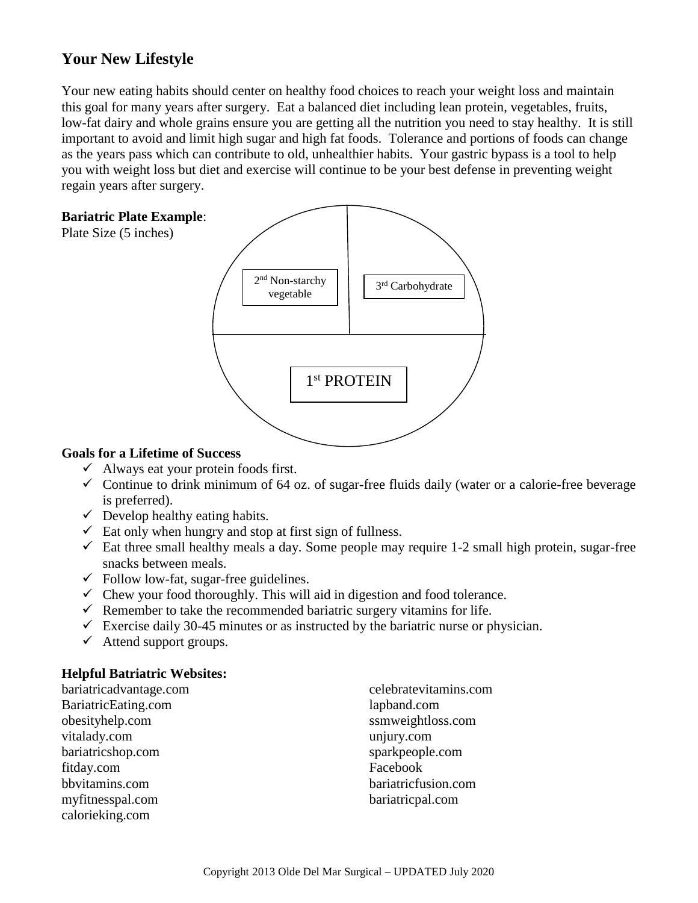## Your New Lifestyle

Your new eating habits should center on healthy food choices to reach your weight loss and maintain this goal for many years after surgery. Eat a balanced diet including lean protein, vegetables, fruits, low-fat dairy and whole grains ensure you are getting all the nutrition you need to stay healthy. It is still important to avoid and limit high sugar and high fat foods. Tolerance and portions of foods can change as the years pass which can contribute to old, unhealthier habits. Your gastric bypass is a tool to help you with weight loss but diet and exercise will continue to be your best defense in preventing weight regain years after surgery.

**Bariatric Plate Example**:
Plate Size (5 inches)

2nd Non-starchy vegetable

3rd Carbohydrate

1st PROTEIN

**Goals for a Lifetime of Success**

- ✓ Always eat your protein foods first.
- ✓ Continue to drink minimum of 64 oz. of sugar-free fluids daily (water or a calorie-free beverage is preferred).
- ✓ Develop healthy eating habits.
- ✓ Eat only when hungry and stop at first sign of fullness.
- ✓ Eat three small healthy meals a day. Some people may require 1-2 small high protein, sugar-free snacks between meals.
- ✓ Follow low-fat, sugar-free guidelines.
- ✓ Chew your food thoroughly. This will aid in digestion and food tolerance.
- ✓ Remember to take the recommended bariatric surgery vitamins for life.
- ✓ Exercise daily 30-45 minutes or as instructed by the bariatric nurse or physician.
- ✓ Attend support groups.

**Helpful Batriatric Websites:**

bariatricadvantage.com
BariatricEating.com
obesityhelp.com
vitalady.com
bariatricshop.com
fitday.com
bbvitamins.com
myfitnesspal.com
calorieking.com
celebratevitamins.com
lapband.com
ssmweightloss.com
unjury.com
sparkpeople.com
Facebook
bariatricfusion.com
bariatricpal.com

Copyright 2013 Olde Del Mar Surgical – UPDATED July 2020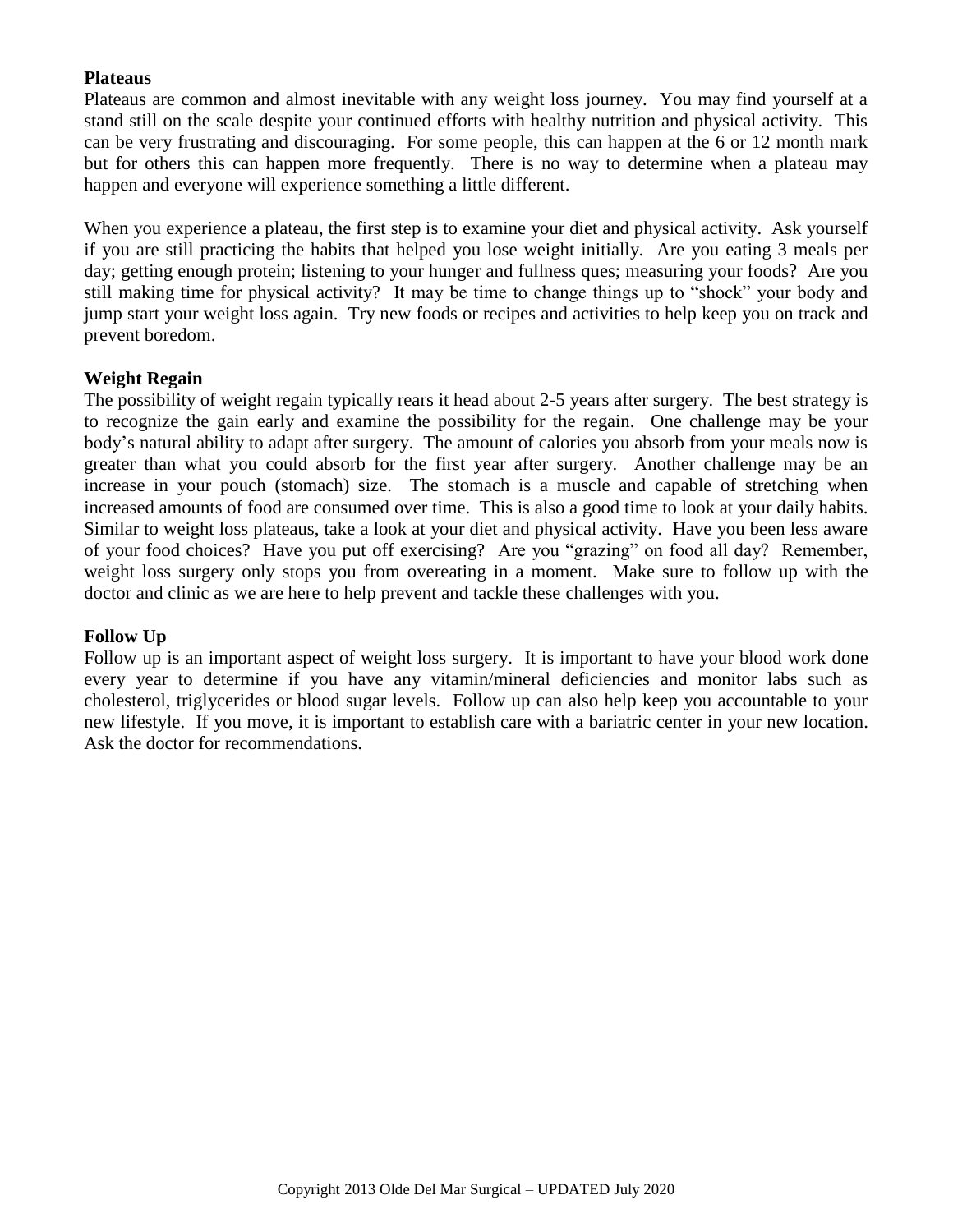**Plateaus**

Plateaus are common and almost inevitable with any weight loss journey. You may find yourself at a stand still on the scale despite your continued efforts with healthy nutrition and physical activity. This can be very frustrating and discouraging. For some people, this can happen at the 6 or 12 month mark but for others this can happen more frequently. There is no way to determine when a plateau may happen and everyone will experience something a little different.

When you experience a plateau, the first step is to examine your diet and physical activity. Ask yourself if you are still practicing the habits that helped you lose weight initially. Are you eating 3 meals per day; getting enough protein; listening to your hunger and fullness ques; measuring your foods? Are you still making time for physical activity? It may be time to change things up to "shock" your body and jump start your weight loss again. Try new foods or recipes and activities to help keep you on track and prevent boredom.

**Weight Regain**

The possibility of weight regain typically rears it head about 2-5 years after surgery. The best strategy is to recognize the gain early and examine the possibility for the regain. One challenge may be your body's natural ability to adapt after surgery. The amount of calories you absorb from your meals now is greater than what you could absorb for the first year after surgery. Another challenge may be an increase in your pouch (stomach) size. The stomach is a muscle and capable of stretching when increased amounts of food are consumed over time. This is also a good time to look at your daily habits. Similar to weight loss plateaus, take a look at your diet and physical activity. Have you been less aware of your food choices? Have you put off exercising? Are you "grazing" on food all day? Remember, weight loss surgery only stops you from overeating in a moment. Make sure to follow up with the doctor and clinic as we are here to help prevent and tackle these challenges with you.

**Follow Up**

Follow up is an important aspect of weight loss surgery. It is important to have your blood work done every year to determine if you have any vitamin/mineral deficiencies and monitor labs such as cholesterol, triglycerides or blood sugar levels. Follow up can also help keep you accountable to your new lifestyle. If you move, it is important to establish care with a bariatric center in your new location. Ask the doctor for recommendations.